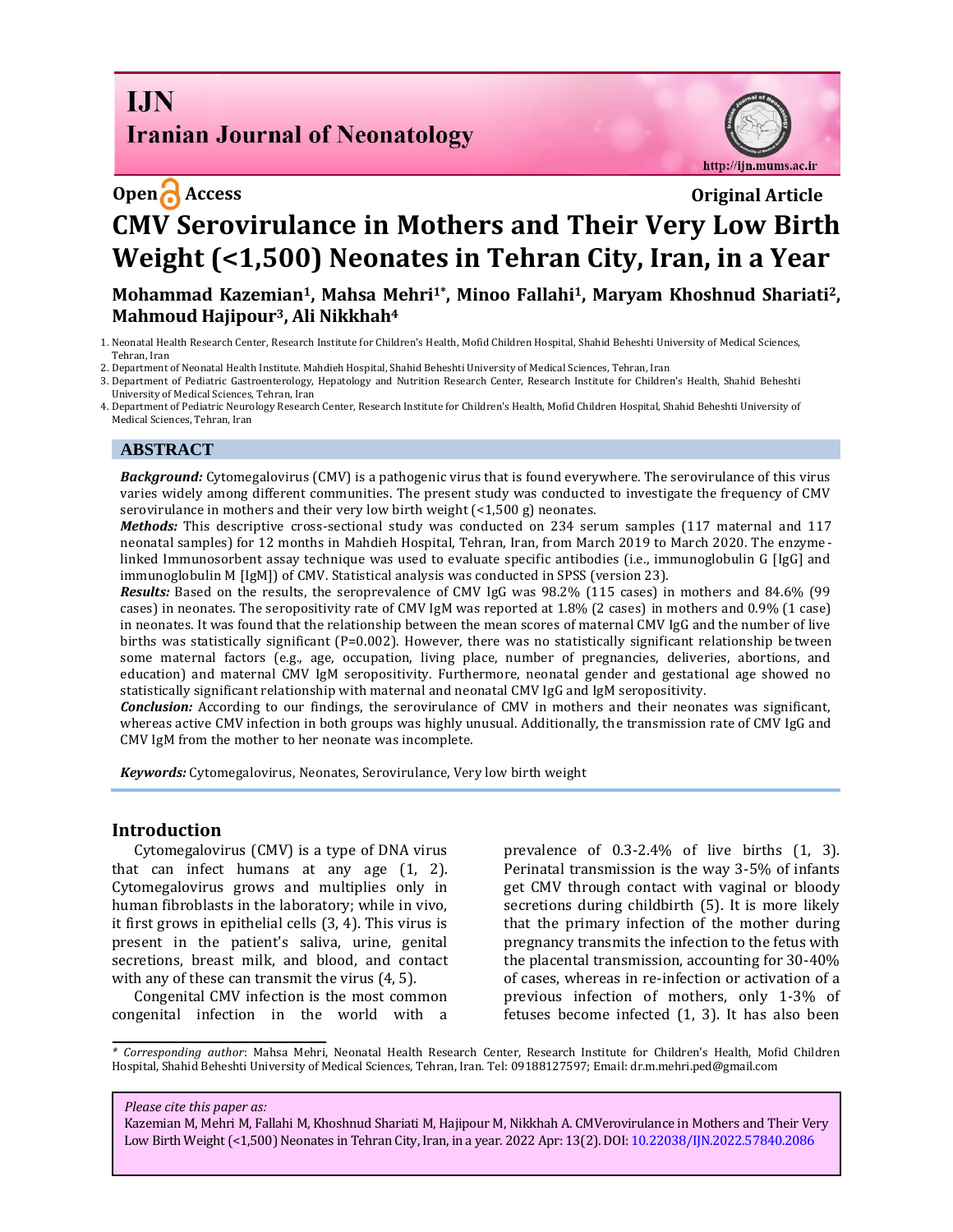**Open Access** **Original Article**

# CMV Serovirulance in Mothers and Their Very Low Birth Weight (<1,500) Neonates in Tehran City, Iran, in a Year

**Mohammad Kazemian[1], Mahsa Mehri[1*], Minoo Fallahi[1], Maryam Khoshnud Shariati[2], Mahmoud Hajipour[3], Ali Nikkhah[4]**

1. Neonatal Health Research Center, Research Institute for Children's Health, Mofid Children Hospital, Shahid Beheshti University of Medical Sciences, Tehran, Iran
2. Department of Neonatal Health Institute. Mahdieh Hospital, Shahid Beheshti University of Medical Sciences, Tehran, Iran
3. Department of Pediatric Gastroenterology, Hepatology and Nutrition Research Center, Research Institute for Children's Health, Shahid Beheshti University of Medical Sciences, Tehran, Iran
4. Department of Pediatric Neurology Research Center, Research Institute for Children's Health, Mofid Children Hospital, Shahid Beheshti University of Medical Sciences, Tehran, Iran

## ABSTRACT

***Background:*** Cytomegalovirus (CMV) is a pathogenic virus that is found everywhere. The serovirulance of this virus varies widely among different communities. The present study was conducted to investigate the frequency of CMV serovirulance in mothers and their very low birth weight (<1,500 g) neonates.

***Methods:*** This descriptive cross-sectional study was conducted on 234 serum samples (117 maternal and 117 neonatal samples) for 12 months in Mahdieh Hospital, Tehran, Iran, from March 2019 to March 2020. The enzyme-linked Immunosorbent assay technique was used to evaluate specific antibodies (i.e., immunoglobulin G [IgG] and immunoglobulin M [IgM]) of CMV. Statistical analysis was conducted in SPSS (version 23).

***Results:*** Based on the results, the seroprevalence of CMV IgG was 98.2% (115 cases) in mothers and 84.6% (99 cases) in neonates. The seropositivity rate of CMV IgM was reported at 1.8% (2 cases) in mothers and 0.9% (1 case) in neonates. It was found that the relationship between the mean scores of maternal CMV IgG and the number of live births was statistically significant (P=0.002). However, there was no statistically significant relationship between some maternal factors (e.g., age, occupation, living place, number of pregnancies, deliveries, abortions, and education) and maternal CMV IgM seropositivity. Furthermore, neonatal gender and gestational age showed no statistically significant relationship with maternal and neonatal CMV IgG and IgM seropositivity.

***Conclusion:*** According to our findings, the serovirulance of CMV in mothers and their neonates was significant, whereas active CMV infection in both groups was highly unusual. Additionally, the transmission rate of CMV IgG and CMV IgM from the mother to her neonate was incomplete.

***Keywords:*** Cytomegalovirus, Neonates, Serovirulance, Very low birth weight

## Introduction

Cytomegalovirus (CMV) is a type of DNA virus that can infect humans at any age (1, 2). Cytomegalovirus grows and multiplies only in human fibroblasts in the laboratory; while in vivo, it first grows in epithelial cells (3, 4). This virus is present in the patient's saliva, urine, genital secretions, breast milk, and blood, and contact with any of these can transmit the virus (4, 5).

Congenital CMV infection is the most common congenital infection in the world with a prevalence of 0.3-2.4% of live births (1, 3). Perinatal transmission is the way 3-5% of infants get CMV through contact with vaginal or bloody secretions during childbirth (5). It is more likely that the primary infection of the mother during pregnancy transmits the infection to the fetus with the placental transmission, accounting for 30-40% of cases, whereas in re-infection or activation of a previous infection of mothers, only 1-3% of fetuses become infected (1, 3). It has also been

---

\* *Corresponding author*: Mahsa Mehri, Neonatal Health Research Center, Research Institute for Children's Health, Mofid Children Hospital, Shahid Beheshti University of Medical Sciences, Tehran, Iran. Tel: 09188127597; Email: dr.m.mehri.ped@gmail.com

*Please cite this paper as:*
Kazemian M, Mehri M, Fallahi M, Khoshnud Shariati M, Hajipour M, Nikkhah A. CMVerovirulance in Mothers and Their Very Low Birth Weight (<1,500) Neonates in Tehran City, Iran, in a year. 2022 Apr: 13(2). DOI: 10.22038/IJN.2022.57840.2086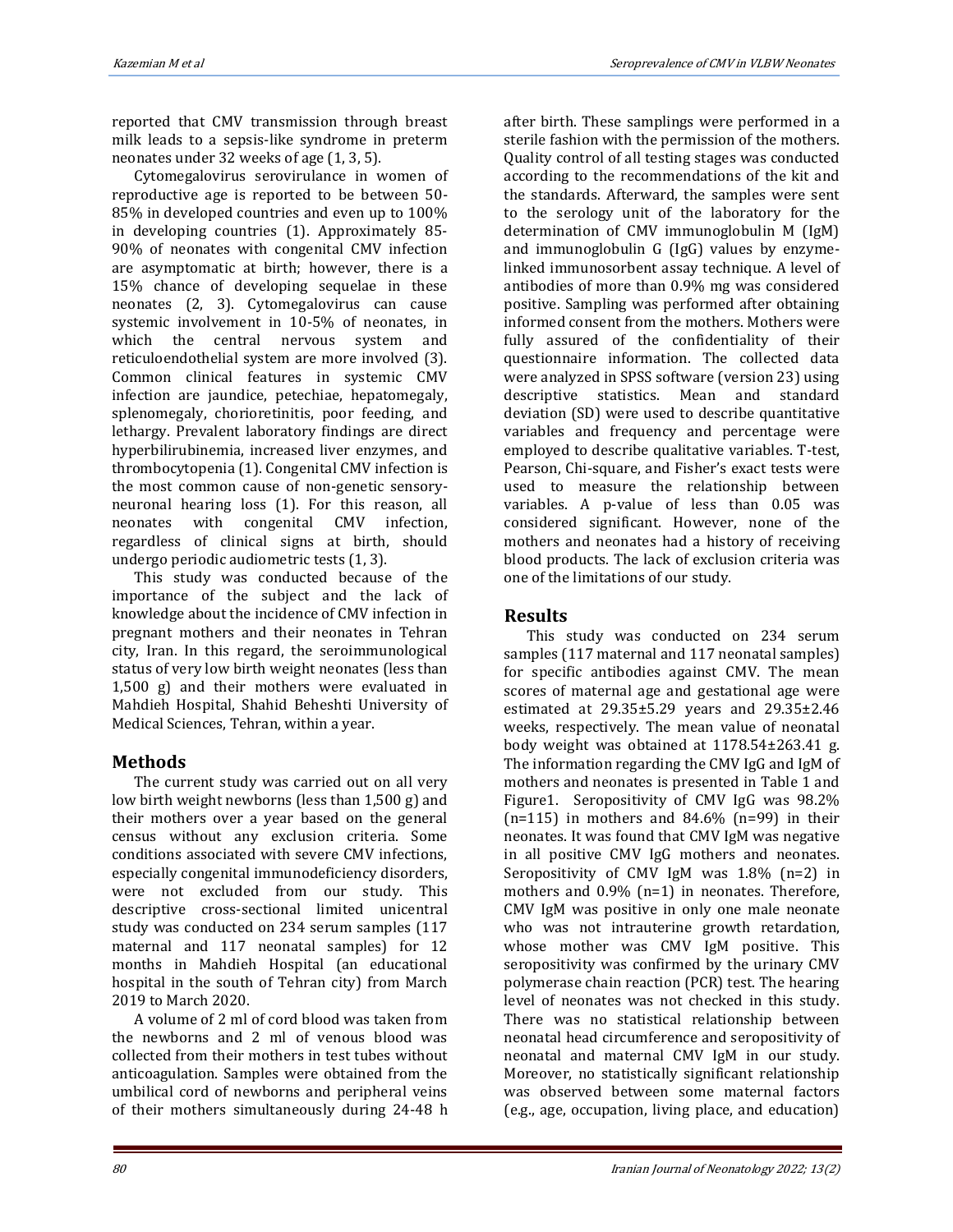reported that CMV transmission through breast milk leads to a sepsis-like syndrome in preterm neonates under 32 weeks of age (1, 3, 5).

Cytomegalovirus serovirulance in women of reproductive age is reported to be between 50-85% in developed countries and even up to 100% in developing countries (1). Approximately 85-90% of neonates with congenital CMV infection are asymptomatic at birth; however, there is a 15% chance of developing sequelae in these neonates (2, 3). Cytomegalovirus can cause systemic involvement in 10-5% of neonates, in which the central nervous system and reticuloendothelial system are more involved (3). Common clinical features in systemic CMV infection are jaundice, petechiae, hepatomegaly, splenomegaly, chorioretinitis, poor feeding, and lethargy. Prevalent laboratory findings are direct hyperbilirubinemia, increased liver enzymes, and thrombocytopenia (1). Congenital CMV infection is the most common cause of non-genetic sensory-neuronal hearing loss (1). For this reason, all neonates with congenital CMV infection, regardless of clinical signs at birth, should undergo periodic audiometric tests (1, 3).

This study was conducted because of the importance of the subject and the lack of knowledge about the incidence of CMV infection in pregnant mothers and their neonates in Tehran city, Iran. In this regard, the seroimmunological status of very low birth weight neonates (less than 1,500 g) and their mothers were evaluated in Mahdieh Hospital, Shahid Beheshti University of Medical Sciences, Tehran, within a year.

## Methods

The current study was carried out on all very low birth weight newborns (less than 1,500 g) and their mothers over a year based on the general census without any exclusion criteria. Some conditions associated with severe CMV infections, especially congenital immunodeficiency disorders, were not excluded from our study. This descriptive cross-sectional limited unicentral study was conducted on 234 serum samples (117 maternal and 117 neonatal samples) for 12 months in Mahdieh Hospital (an educational hospital in the south of Tehran city) from March 2019 to March 2020.

A volume of 2 ml of cord blood was taken from the newborns and 2 ml of venous blood was collected from their mothers in test tubes without anticoagulation. Samples were obtained from the umbilical cord of newborns and peripheral veins of their mothers simultaneously during 24-48 h after birth. These samplings were performed in a sterile fashion with the permission of the mothers. Quality control of all testing stages was conducted according to the recommendations of the kit and the standards. Afterward, the samples were sent to the serology unit of the laboratory for the determination of CMV immunoglobulin M (IgM) and immunoglobulin G (IgG) values by enzyme-linked immunosorbent assay technique. A level of antibodies of more than 0.9% mg was considered positive. Sampling was performed after obtaining informed consent from the mothers. Mothers were fully assured of the confidentiality of their questionnaire information. The collected data were analyzed in SPSS software (version 23) using descriptive statistics. Mean and standard deviation (SD) were used to describe quantitative variables and frequency and percentage were employed to describe qualitative variables. T-test, Pearson, Chi-square, and Fisher's exact tests were used to measure the relationship between variables. A p-value of less than 0.05 was considered significant. However, none of the mothers and neonates had a history of receiving blood products. The lack of exclusion criteria was one of the limitations of our study.

## Results

This study was conducted on 234 serum samples (117 maternal and 117 neonatal samples) for specific antibodies against CMV. The mean scores of maternal age and gestational age were estimated at 29.35±5.29 years and 29.35±2.46 weeks, respectively. The mean value of neonatal body weight was obtained at 1178.54±263.41 g. The information regarding the CMV IgG and IgM of mothers and neonates is presented in Table 1 and Figure1. Seropositivity of CMV IgG was 98.2% (n=115) in mothers and 84.6% (n=99) in their neonates. It was found that CMV IgM was negative in all positive CMV IgG mothers and neonates. Seropositivity of CMV IgM was 1.8% (n=2) in mothers and 0.9% (n=1) in neonates. Therefore, CMV IgM was positive in only one male neonate who was not intrauterine growth retardation, whose mother was CMV IgM positive. This seropositivity was confirmed by the urinary CMV polymerase chain reaction (PCR) test. The hearing level of neonates was not checked in this study. There was no statistical relationship between neonatal head circumference and seropositivity of neonatal and maternal CMV IgM in our study. Moreover, no statistically significant relationship was observed between some maternal factors (e.g., age, occupation, living place, and education)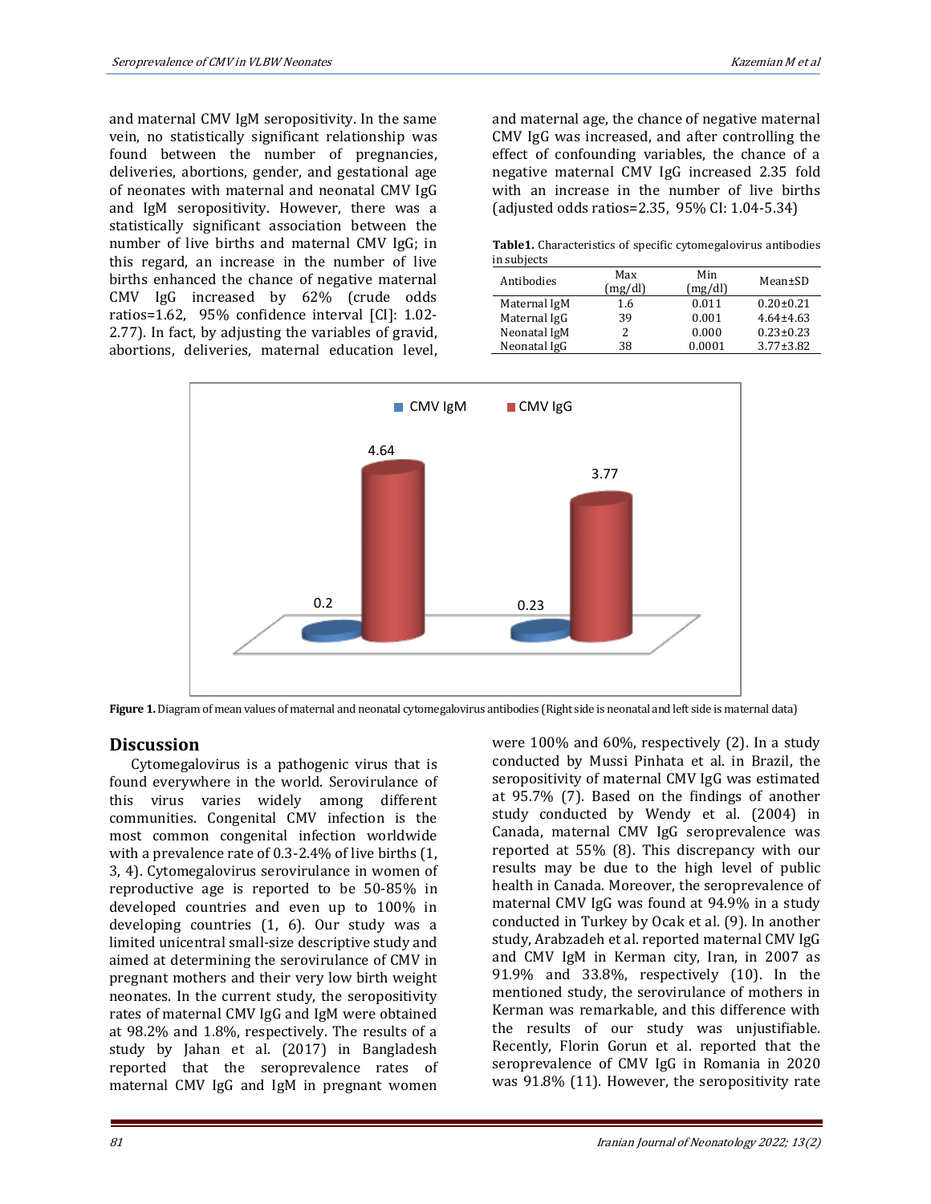and maternal CMV IgM seropositivity. In the same vein, no statistically significant relationship was found between the number of pregnancies, deliveries, abortions, gender, and gestational age of neonates with maternal and neonatal CMV IgG and IgM seropositivity. However, there was a statistically significant association between the number of live births and maternal CMV IgG; in this regard, an increase in the number of live births enhanced the chance of negative maternal CMV IgG increased by 62% (crude odds ratios=1.62, 95% confidence interval [CI]: 1.02-2.77). In fact, by adjusting the variables of gravid, abortions, deliveries, maternal education level, and maternal age, the chance of negative maternal CMV IgG was increased, and after controlling the effect of confounding variables, the chance of a negative maternal CMV IgG increased 2.35 fold with an increase in the number of live births (adjusted odds ratios=2.35, 95% CI: 1.04-5.34)

**Table1.** Characteristics of specific cytomegalovirus antibodies in subjects

| Antibodies | Max (mg/dl) | Min (mg/dl) | Mean±SD |
|---|---|---|---|
| Maternal IgM | 1.6 | 0.011 | 0.20±0.21 |
| Maternal IgG | 39 | 0.001 | 4.64±4.63 |
| Neonatal IgM | 2 | 0.000 | 0.23±0.23 |
| Neonatal IgG | 38 | 0.0001 | 3.77±3.82 |

CMV IgM
CMV IgG
4.64
3.77
0.2
0.23

**Figure 1.** Diagram of mean values of maternal and neonatal cytomegalovirus antibodies (Right side is neonatal and left side is maternal data)

## Discussion

Cytomegalovirus is a pathogenic virus that is found everywhere in the world. Serovirulance of this virus varies widely among different communities. Congenital CMV infection is the most common congenital infection worldwide with a prevalence rate of 0.3-2.4% of live births (1, 3, 4). Cytomegalovirus serovirulance in women of reproductive age is reported to be 50-85% in developed countries and even up to 100% in developing countries (1, 6). Our study was a limited unicentral small-size descriptive study and aimed at determining the serovirulance of CMV in pregnant mothers and their very low birth weight neonates. In the current study, the seropositivity rates of maternal CMV IgG and IgM were obtained at 98.2% and 1.8%, respectively. The results of a study by Jahan et al. (2017) in Bangladesh reported that the seroprevalence rates of maternal CMV IgG and IgM in pregnant women were 100% and 60%, respectively (2). In a study conducted by Mussi Pinhata et al. in Brazil, the seropositivity of maternal CMV IgG was estimated at 95.7% (7). Based on the findings of another study conducted by Wendy et al. (2004) in Canada, maternal CMV IgG seroprevalence was reported at 55% (8). This discrepancy with our results may be due to the high level of public health in Canada. Moreover, the seroprevalence of maternal CMV IgG was found at 94.9% in a study conducted in Turkey by Ocak et al. (9). In another study, Arabzadeh et al. reported maternal CMV IgG and CMV IgM in Kerman city, Iran, in 2007 as 91.9% and 33.8%, respectively (10). In the mentioned study, the serovirulance of mothers in Kerman was remarkable, and this difference with the results of our study was unjustifiable. Recently, Florin Gorun et al. reported that the seroprevalence of CMV IgG in Romania in 2020 was 91.8% (11). However, the seropositivity rate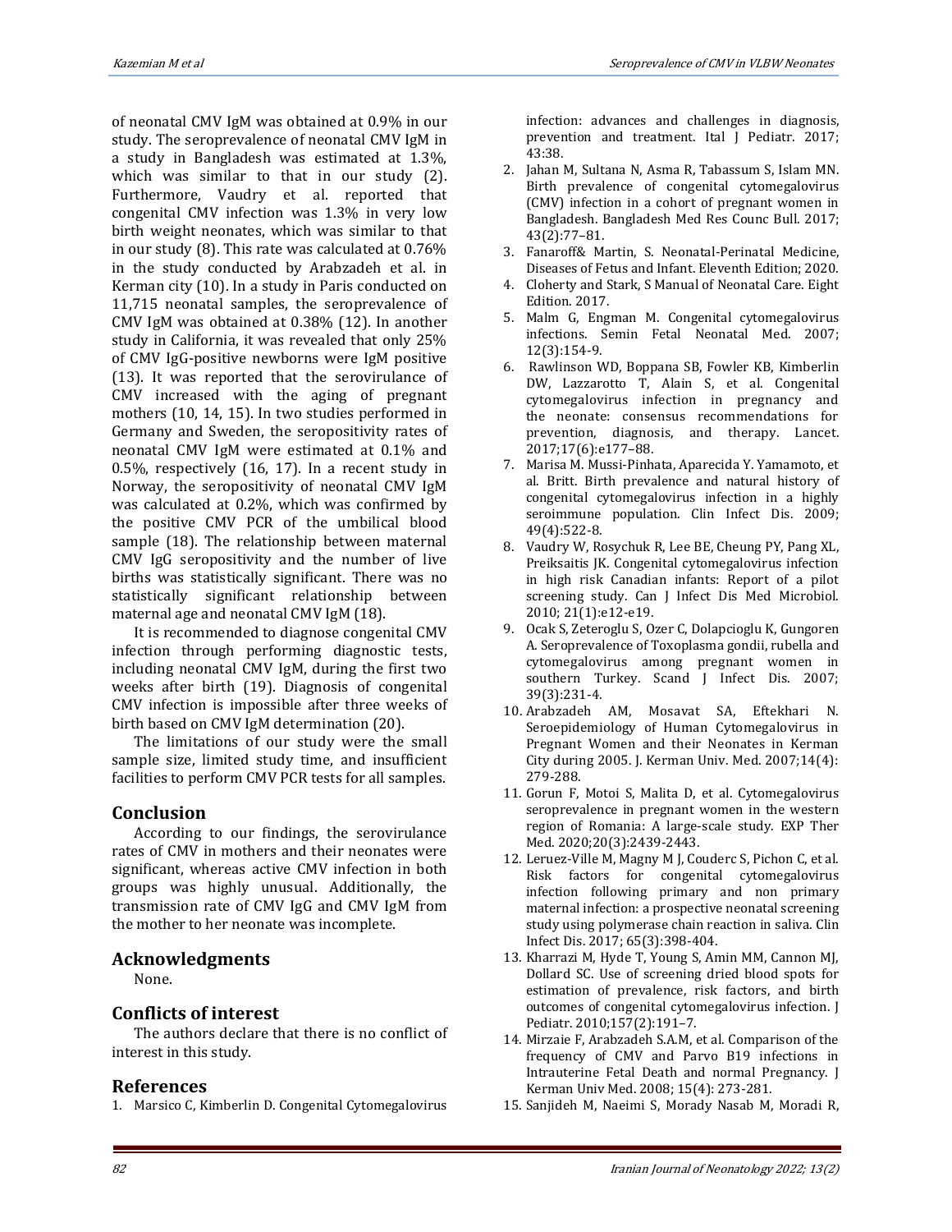of neonatal CMV IgM was obtained at 0.9% in our study. The seroprevalence of neonatal CMV IgM in a study in Bangladesh was estimated at 1.3%, which was similar to that in our study (2). Furthermore, Vaudry et al. reported that congenital CMV infection was 1.3% in very low birth weight neonates, which was similar to that in our study (8). This rate was calculated at 0.76% in the study conducted by Arabzadeh et al. in Kerman city (10). In a study in Paris conducted on 11,715 neonatal samples, the seroprevalence of CMV IgM was obtained at 0.38% (12). In another study in California, it was revealed that only 25% of CMV IgG-positive newborns were IgM positive (13). It was reported that the serovirulance of CMV increased with the aging of pregnant mothers (10, 14, 15). In two studies performed in Germany and Sweden, the seropositivity rates of neonatal CMV IgM were estimated at 0.1% and 0.5%, respectively (16, 17). In a recent study in Norway, the seropositivity of neonatal CMV IgM was calculated at 0.2%, which was confirmed by the positive CMV PCR of the umbilical blood sample (18). The relationship between maternal CMV IgG seropositivity and the number of live births was statistically significant. There was no statistically significant relationship between maternal age and neonatal CMV IgM (18).

It is recommended to diagnose congenital CMV infection through performing diagnostic tests, including neonatal CMV IgM, during the first two weeks after birth (19). Diagnosis of congenital CMV infection is impossible after three weeks of birth based on CMV IgM determination (20).

The limitations of our study were the small sample size, limited study time, and insufficient facilities to perform CMV PCR tests for all samples.

## Conclusion

According to our findings, the serovirulance rates of CMV in mothers and their neonates were significant, whereas active CMV infection in both groups was highly unusual. Additionally, the transmission rate of CMV IgG and CMV IgM from the mother to her neonate was incomplete.

## Acknowledgments

None.

## Conflicts of interest

The authors declare that there is no conflict of interest in this study.

## References

1. Marsico C, Kimberlin D. Congenital Cytomegalovirus infection: advances and challenges in diagnosis, prevention and treatment. Ital J Pediatr. 2017; 43:38.
2. Jahan M, Sultana N, Asma R, Tabassum S, Islam MN. Birth prevalence of congenital cytomegalovirus (CMV) infection in a cohort of pregnant women in Bangladesh. Bangladesh Med Res Counc Bull. 2017; 43(2):77–81.
3. Fanaroff& Martin, S. Neonatal-Perinatal Medicine, Diseases of Fetus and Infant. Eleventh Edition; 2020.
4. Cloherty and Stark, S Manual of Neonatal Care. Eight Edition. 2017.
5. Malm G, Engman M. Congenital cytomegalovirus infections. Semin Fetal Neonatal Med. 2007; 12(3):154-9.
6. Rawlinson WD, Boppana SB, Fowler KB, Kimberlin DW, Lazzarotto T, Alain S, et al. Congenital cytomegalovirus infection in pregnancy and the neonate: consensus recommendations for prevention, diagnosis, and therapy. Lancet. 2017;17(6):e177–88.
7. Marisa M. Mussi-Pinhata, Aparecida Y. Yamamoto, et al. Britt. Birth prevalence and natural history of congenital cytomegalovirus infection in a highly seroimmune population. Clin Infect Dis. 2009; 49(4):522-8.
8. Vaudry W, Rosychuk R, Lee BE, Cheung PY, Pang XL, Preiksaitis JK. Congenital cytomegalovirus infection in high risk Canadian infants: Report of a pilot screening study. Can J Infect Dis Med Microbiol. 2010; 21(1):e12-e19.
9. Ocak S, Zeteroglu S, Ozer C, Dolapcioglu K, Gungoren A. Seroprevalence of Toxoplasma gondii, rubella and cytomegalovirus among pregnant women in southern Turkey. Scand J Infect Dis. 2007; 39(3):231-4.
10. Arabzadeh AM, Mosavat SA, Eftekhari N. Seroepidemiology of Human Cytomegalovirus in Pregnant Women and their Neonates in Kerman City during 2005. J. Kerman Univ. Med. 2007;14(4): 279-288.
11. Gorun F, Motoi S, Malita D, et al. Cytomegalovirus seroprevalence in pregnant women in the western region of Romania: A large-scale study. EXP Ther Med. 2020;20(3):2439-2443.
12. Leruez-Ville M, Magny M J, Couderc S, Pichon C, et al. Risk factors for congenital cytomegalovirus infection following primary and non primary maternal infection: a prospective neonatal screening study using polymerase chain reaction in saliva. Clin Infect Dis. 2017; 65(3):398-404.
13. Kharrazi M, Hyde T, Young S, Amin MM, Cannon MJ, Dollard SC. Use of screening dried blood spots for estimation of prevalence, risk factors, and birth outcomes of congenital cytomegalovirus infection. J Pediatr. 2010;157(2):191–7.
14. Mirzaie F, Arabzadeh S.A.M, et al. Comparison of the frequency of CMV and Parvo B19 infections in Intrauterine Fetal Death and normal Pregnancy. J Kerman Univ Med. 2008; 15(4): 273-281.
15. Sanjideh M, Naeimi S, Morady Nasab M, Moradi R,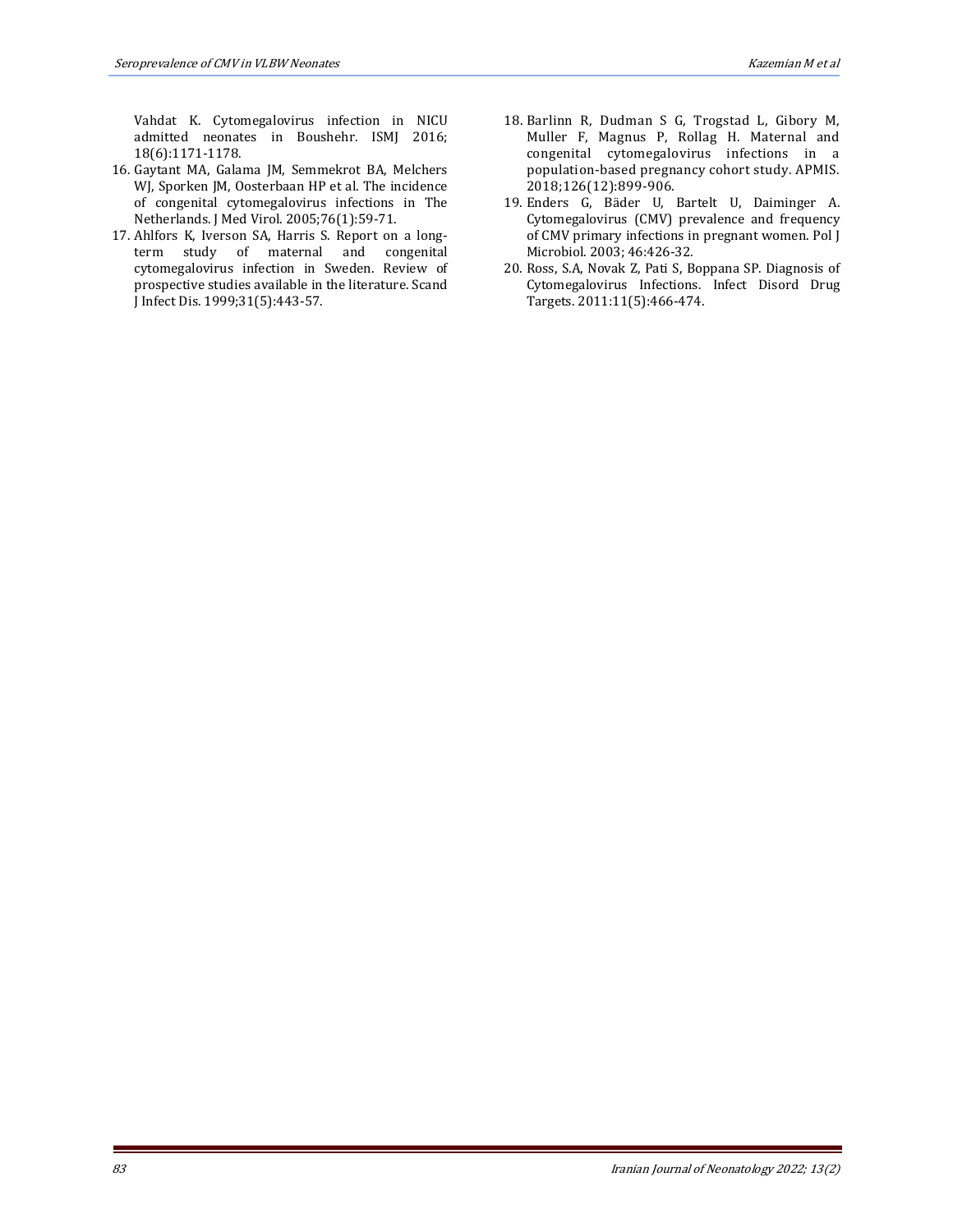Vahdat K. Cytomegalovirus infection in NICU admitted neonates in Boushehr. ISMJ 2016; 18(6):1171-1178.

16. Gaytant MA, Galama JM, Semmekrot BA, Melchers WJ, Sporken JM, Oosterbaan HP et al. The incidence of congenital cytomegalovirus infections in The Netherlands. J Med Virol. 2005;76(1):59-71.
17. Ahlfors K, Iverson SA, Harris S. Report on a long-term study of maternal and congenital cytomegalovirus infection in Sweden. Review of prospective studies available in the literature. Scand J Infect Dis. 1999;31(5):443-57.
18. Barlinn R, Dudman S G, Trogstad L, Gibory M, Muller F, Magnus P, Rollag H. Maternal and congenital cytomegalovirus infections in a population-based pregnancy cohort study. APMIS. 2018;126(12):899-906.
19. Enders G, Bäder U, Bartelt U, Daiminger A. Cytomegalovirus (CMV) prevalence and frequency of CMV primary infections in pregnant women. Pol J Microbiol. 2003; 46:426-32.
20. Ross, S.A, Novak Z, Pati S, Boppana SP. Diagnosis of Cytomegalovirus Infections. Infect Disord Drug Targets. 2011:11(5):466-474.